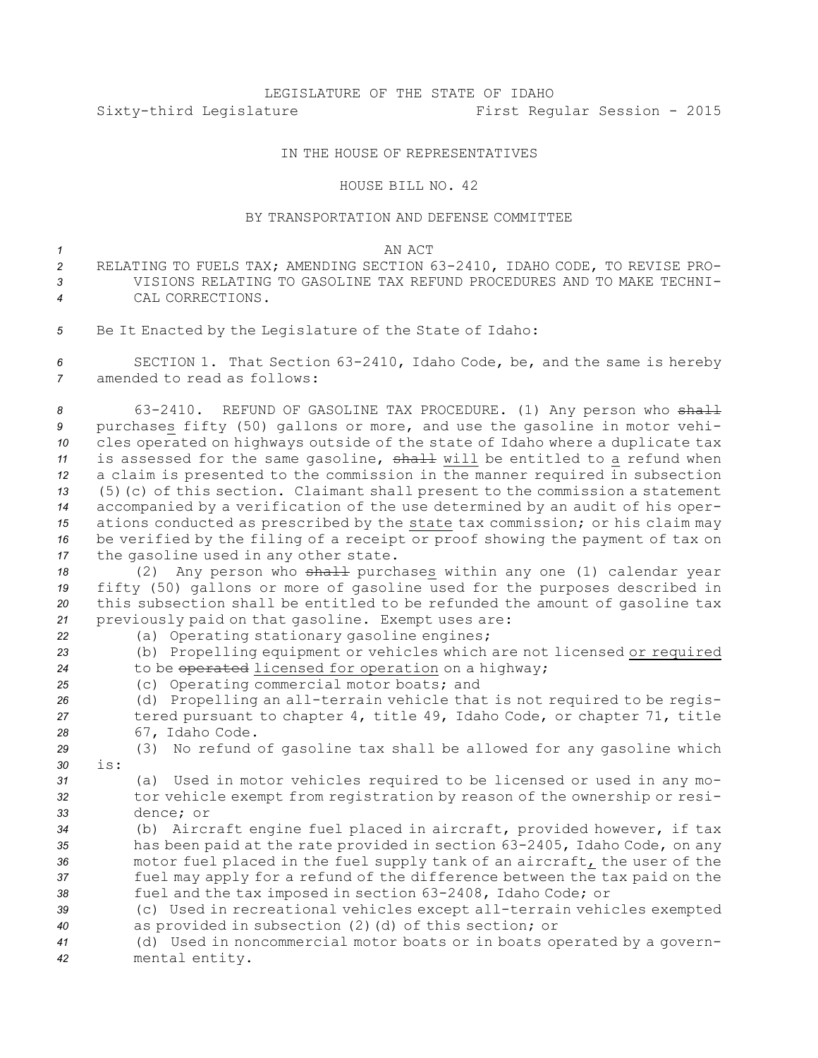LEGISLATURE OF THE STATE OF IDAHO

Sixty-third Legislature First Regular Session - 2015

IN THE HOUSE OF REPRESENTATIVES

HOUSE BILL NO. 42

BY TRANSPORTATION AND DEFENSE COMMITTEE

AN ACT

RELATING TO FUELS TAX; AMENDING SECTION 63-2410, IDAHO CODE, TO REVISE PROVISIONS RELATING TO GASOLINE TAX REFUND PROCEDURES AND TO MAKE TECHNICAL CORRECTIONS.

Be It Enacted by the Legislature of the State of Idaho:

SECTION 1. That Section 63-2410, Idaho Code, be, and the same is hereby amended to read as follows:

63-2410. REFUND OF GASOLINE TAX PROCEDURE. (1) Any person who ~~shall~~ purchases fifty (50) gallons or more, and use the gasoline in motor vehicles operated on highways outside of the state of Idaho where a duplicate tax is assessed for the same gasoline, ~~shall~~ will be entitled to a refund when a claim is presented to the commission in the manner required in subsection (5)(c) of this section. Claimant shall present to the commission a statement accompanied by a verification of the use determined by an audit of his operations conducted as prescribed by the state tax commission; or his claim may be verified by the filing of a receipt or proof showing the payment of tax on the gasoline used in any other state.

(2) Any person who ~~shall~~ purchases within any one (1) calendar year fifty (50) gallons or more of gasoline used for the purposes described in this subsection shall be entitled to be refunded the amount of gasoline tax previously paid on that gasoline. Exempt uses are:

(a) Operating stationary gasoline engines;

(b) Propelling equipment or vehicles which are not licensed or required to be ~~operated~~ licensed for operation on a highway;

(c) Operating commercial motor boats; and

(d) Propelling an all-terrain vehicle that is not required to be registered pursuant to chapter 4, title 49, Idaho Code, or chapter 71, title 67, Idaho Code.

(3) No refund of gasoline tax shall be allowed for any gasoline which is:

(a) Used in motor vehicles required to be licensed or used in any motor vehicle exempt from registration by reason of the ownership or residence; or

(b) Aircraft engine fuel placed in aircraft, provided however, if tax has been paid at the rate provided in section 63-2405, Idaho Code, on any motor fuel placed in the fuel supply tank of an aircraft, the user of the fuel may apply for a refund of the difference between the tax paid on the fuel and the tax imposed in section 63-2408, Idaho Code; or

(c) Used in recreational vehicles except all-terrain vehicles exempted as provided in subsection (2)(d) of this section; or

(d) Used in noncommercial motor boats or in boats operated by a governmental entity.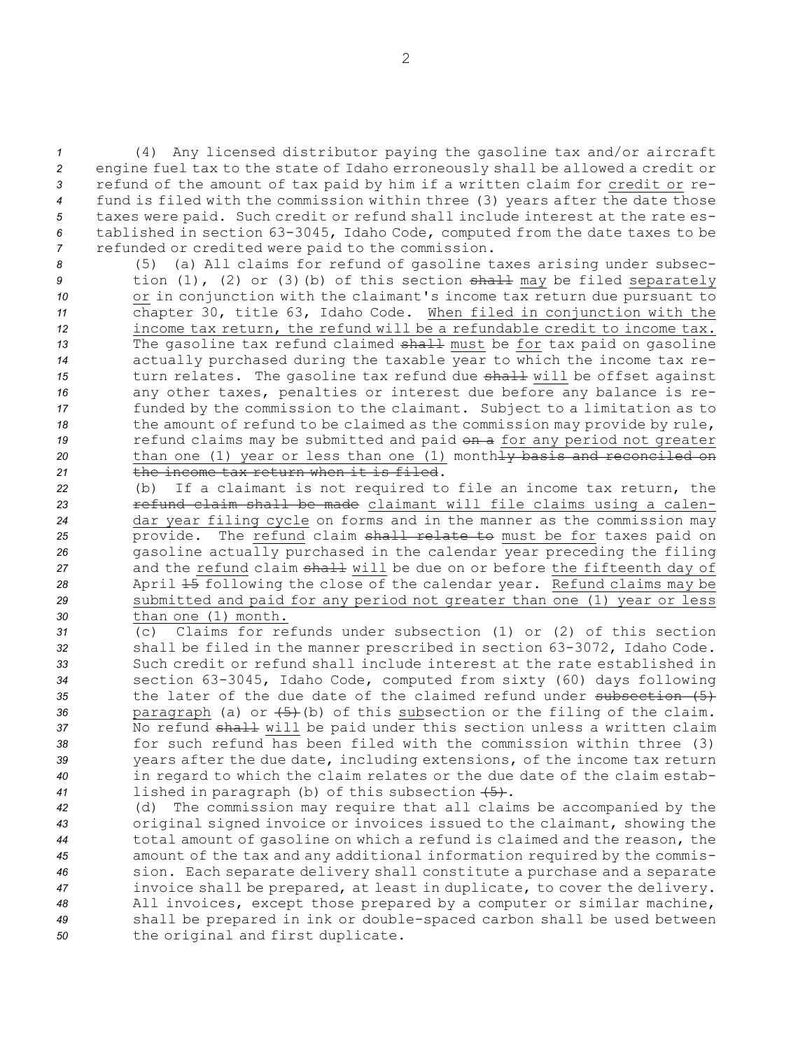(4) Any licensed distributor paying the gasoline tax and/or aircraft engine fuel tax to the state of Idaho erroneously shall be allowed a credit or refund of the amount of tax paid by him if a written claim for credit or refund is filed with the commission within three (3) years after the date those taxes were paid. Such credit or refund shall include interest at the rate established in section 63-3045, Idaho Code, computed from the date taxes to be refunded or credited were paid to the commission.

(5) (a) All claims for refund of gasoline taxes arising under subsection (1), (2) or (3)(b) of this section ~~shall~~ may be filed separately or in conjunction with the claimant's income tax return due pursuant to chapter 30, title 63, Idaho Code. When filed in conjunction with the income tax return, the refund will be a refundable credit to income tax. The gasoline tax refund claimed ~~shall~~ must be for tax paid on gasoline actually purchased during the taxable year to which the income tax return relates. The gasoline tax refund due ~~shall~~ will be offset against any other taxes, penalties or interest due before any balance is refunded by the commission to the claimant. Subject to a limitation as to the amount of refund to be claimed as the commission may provide by rule, refund claims may be submitted and paid ~~on a~~ for any period not greater than one (1) year or less than one (1) month~~ly basis and reconciled on the income tax return when it is filed~~.

(b) If a claimant is not required to file an income tax return, the ~~refund claim shall be made~~ claimant will file claims using a calendar year filing cycle on forms and in the manner as the commission may provide. The refund claim ~~shall relate to~~ must be for taxes paid on gasoline actually purchased in the calendar year preceding the filing and the refund claim ~~shall~~ will be due on or before the fifteenth day of April ~~15~~ following the close of the calendar year. Refund claims may be submitted and paid for any period not greater than one (1) year or less than one (1) month.

(c) Claims for refunds under subsection (1) or (2) of this section shall be filed in the manner prescribed in section 63-3072, Idaho Code. Such credit or refund shall include interest at the rate established in section 63-3045, Idaho Code, computed from sixty (60) days following the later of the due date of the claimed refund under ~~subsection (5)~~ paragraph (a) or ~~(5)~~(b) of this subsection or the filing of the claim. No refund ~~shall~~ will be paid under this section unless a written claim for such refund has been filed with the commission within three (3) years after the due date, including extensions, of the income tax return in regard to which the claim relates or the due date of the claim established in paragraph (b) of this subsection ~~(5)~~.

(d) The commission may require that all claims be accompanied by the original signed invoice or invoices issued to the claimant, showing the total amount of gasoline on which a refund is claimed and the reason, the amount of the tax and any additional information required by the commission. Each separate delivery shall constitute a purchase and a separate invoice shall be prepared, at least in duplicate, to cover the delivery. All invoices, except those prepared by a computer or similar machine, shall be prepared in ink or double-spaced carbon shall be used between the original and first duplicate.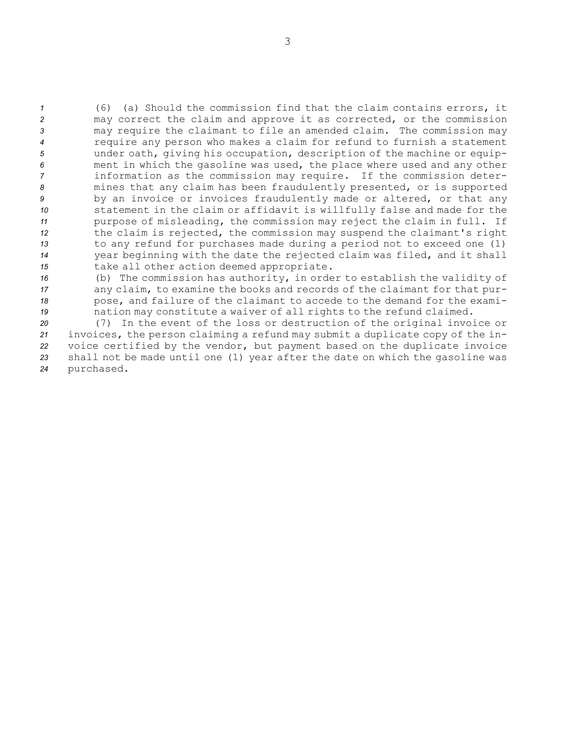(6) (a) Should the commission find that the claim contains errors, it may correct the claim and approve it as corrected, or the commission may require the claimant to file an amended claim. The commission may require any person who makes a claim for refund to furnish a statement under oath, giving his occupation, description of the machine or equipment in which the gasoline was used, the place where used and any other information as the commission may require. If the commission determines that any claim has been fraudulently presented, or is supported by an invoice or invoices fraudulently made or altered, or that any statement in the claim or affidavit is willfully false and made for the purpose of misleading, the commission may reject the claim in full. If the claim is rejected, the commission may suspend the claimant's right to any refund for purchases made during a period not to exceed one (1) year beginning with the date the rejected claim was filed, and it shall take all other action deemed appropriate.

(b) The commission has authority, in order to establish the validity of any claim, to examine the books and records of the claimant for that purpose, and failure of the claimant to accede to the demand for the examination may constitute a waiver of all rights to the refund claimed.

(7) In the event of the loss or destruction of the original invoice or invoices, the person claiming a refund may submit a duplicate copy of the invoice certified by the vendor, but payment based on the duplicate invoice shall not be made until one (1) year after the date on which the gasoline was purchased.